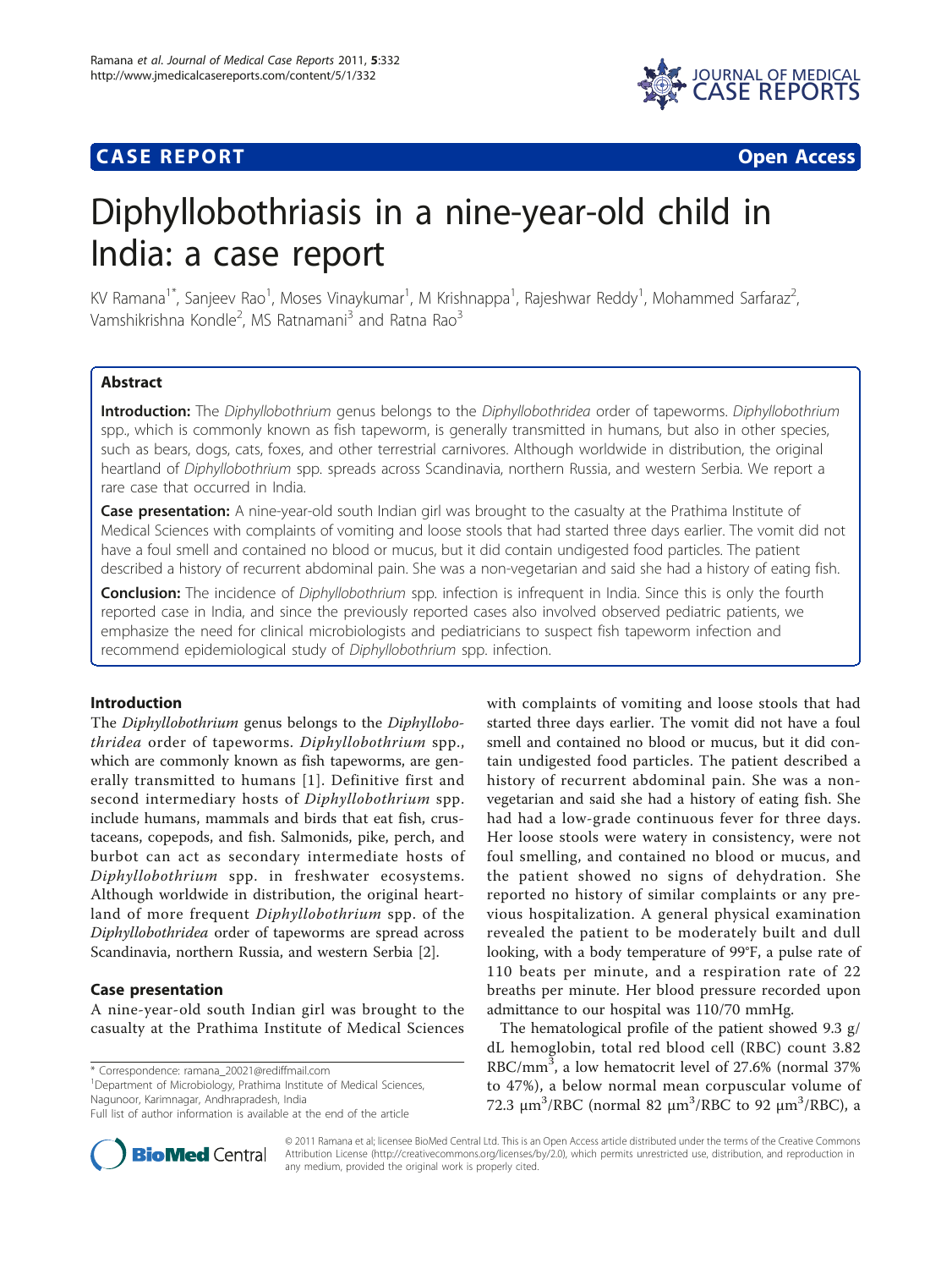CASE REPORT **Open Access**

# Diphyllobothriasis in a nine-year-old child in India: a case report

KV Ramana[1*], Sanjeev Rao[1], Moses Vinaykumar[1], M Krishnappa[1], Rajeshwar Reddy[1], Mohammed Sarfaraz[2], Vamshikrishna Kondle[2], MS Ratnamani[3] and Ratna Rao[3]

## Abstract

**Introduction:** The *Diphyllobothrium* genus belongs to the *Diphyllobothridea* order of tapeworms. *Diphyllobothrium* spp., which is commonly known as fish tapeworm, is generally transmitted in humans, but also in other species, such as bears, dogs, cats, foxes, and other terrestrial carnivores. Although worldwide in distribution, the original heartland of *Diphyllobothrium* spp. spreads across Scandinavia, northern Russia, and western Serbia. We report a rare case that occurred in India.

**Case presentation:** A nine-year-old south Indian girl was brought to the casualty at the Prathima Institute of Medical Sciences with complaints of vomiting and loose stools that had started three days earlier. The vomit did not have a foul smell and contained no blood or mucus, but it did contain undigested food particles. The patient described a history of recurrent abdominal pain. She was a non-vegetarian and said she had a history of eating fish.

**Conclusion:** The incidence of *Diphyllobothrium* spp. infection is infrequent in India. Since this is only the fourth reported case in India, and since the previously reported cases also involved observed pediatric patients, we emphasize the need for clinical microbiologists and pediatricians to suspect fish tapeworm infection and recommend epidemiological study of *Diphyllobothrium* spp. infection.

## Introduction

The *Diphyllobothrium* genus belongs to the *Diphyllobothridea* order of tapeworms. *Diphyllobothrium* spp., which are commonly known as fish tapeworms, are generally transmitted to humans [1]. Definitive first and second intermediary hosts of *Diphyllobothrium* spp. include humans, mammals and birds that eat fish, crustaceans, copepods, and fish. Salmonids, pike, perch, and burbot can act as secondary intermediate hosts of *Diphyllobothrium* spp. in freshwater ecosystems. Although worldwide in distribution, the original heartland of more frequent *Diphyllobothrium* spp. of the *Diphyllobothridea* order of tapeworms are spread across Scandinavia, northern Russia, and western Serbia [2].

## Case presentation

A nine-year-old south Indian girl was brought to the casualty at the Prathima Institute of Medical Sciences with complaints of vomiting and loose stools that had started three days earlier. The vomit did not have a foul smell and contained no blood or mucus, but it did contain undigested food particles. The patient described a history of recurrent abdominal pain. She was a non-vegetarian and said she had a history of eating fish. She had had a low-grade continuous fever for three days. Her loose stools were watery in consistency, were not foul smelling, and contained no blood or mucus, and the patient showed no signs of dehydration. She reported no history of similar complaints or any previous hospitalization. A general physical examination revealed the patient to be moderately built and dull looking, with a body temperature of 99°F, a pulse rate of 110 beats per minute, and a respiration rate of 22 breaths per minute. Her blood pressure recorded upon admittance to our hospital was 110/70 mmHg.

The hematological profile of the patient showed 9.3 g/dL hemoglobin, total red blood cell (RBC) count 3.82 RBC/mm$^3$, a low hematocrit level of 27.6% (normal 37% to 47%), a below normal mean corpuscular volume of 72.3 µm$^3$/RBC (normal 82 µm$^3$/RBC to 92 µm$^3$/RBC), a

\* Correspondence: ramana_20021@rediffmail.com
[1]Department of Microbiology, Prathima Institute of Medical Sciences, Nagunoor, Karimnagar, Andhrapradesh, India
Full list of author information is available at the end of the article

© 2011 Ramana et al; licensee BioMed Central Ltd. This is an Open Access article distributed under the terms of the Creative Commons Attribution License (http://creativecommons.org/licenses/by/2.0), which permits unrestricted use, distribution, and reproduction in any medium, provided the original work is properly cited.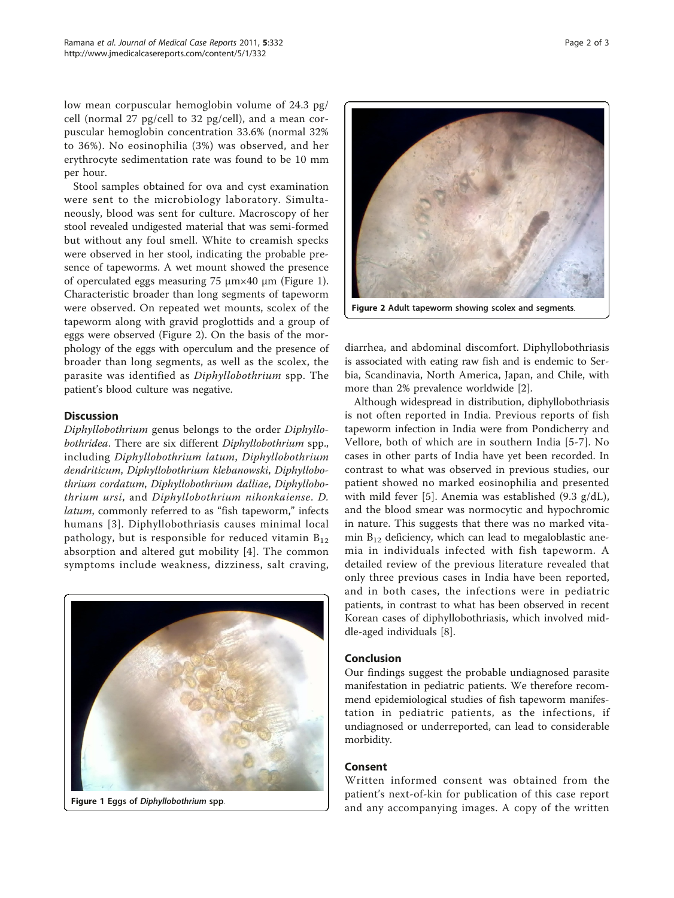low mean corpuscular hemoglobin volume of 24.3 pg/cell (normal 27 pg/cell to 32 pg/cell), and a mean corpuscular hemoglobin concentration 33.6% (normal 32% to 36%). No eosinophilia (3%) was observed, and her erythrocyte sedimentation rate was found to be 10 mm per hour.

Stool samples obtained for ova and cyst examination were sent to the microbiology laboratory. Simultaneously, blood was sent for culture. Macroscopy of her stool revealed undigested material that was semi-formed but without any foul smell. White to creamish specks were observed in her stool, indicating the probable presence of tapeworms. A wet mount showed the presence of operculated eggs measuring 75 μm×40 μm (Figure 1). Characteristic broader than long segments of tapeworm were observed. On repeated wet mounts, scolex of the tapeworm along with gravid proglottids and a group of eggs were observed (Figure 2). On the basis of the morphology of the eggs with operculum and the presence of broader than long segments, as well as the scolex, the parasite was identified as *Diphyllobothrium* spp. The patient's blood culture was negative.

## Discussion

*Diphyllobothrium* genus belongs to the order *Diphyllobothridea*. There are six different *Diphyllobothrium* spp., including *Diphyllobothrium latum*, *Diphyllobothrium dendriticum*, *Diphyllobothrium klebanowski*, *Diphyllobothrium cordatum*, *Diphyllobothrium dalliae*, *Diphyllobothrium ursi*, and *Diphyllobothrium nihonkaiense*. *D. latum*, commonly referred to as "fish tapeworm," infects humans [3]. Diphyllobothriasis causes minimal local pathology, but is responsible for reduced vitamin $B_{12}$ absorption and altered gut mobility [4]. The common symptoms include weakness, dizziness, salt craving, diarrhea, and abdominal discomfort. Diphyllobothriasis is associated with eating raw fish and is endemic to Serbia, Scandinavia, North America, Japan, and Chile, with more than 2% prevalence worldwide [2].

Figure 1 Eggs of *Diphyllobothrium* spp.

Figure 2 Adult tapeworm showing scolex and segments.

Although widespread in distribution, diphyllobothriasis is not often reported in India. Previous reports of fish tapeworm infection in India were from Pondicherry and Vellore, both of which are in southern India [5-7]. No cases in other parts of India have yet been recorded. In contrast to what was observed in previous studies, our patient showed no marked eosinophilia and presented with mild fever [5]. Anemia was established (9.3 g/dL), and the blood smear was normocytic and hypochromic in nature. This suggests that there was no marked vitamin $B_{12}$ deficiency, which can lead to megaloblastic anemia in individuals infected with fish tapeworm. A detailed review of the previous literature revealed that only three previous cases in India have been reported, and in both cases, the infections were in pediatric patients, in contrast to what has been observed in recent Korean cases of diphyllobothriasis, which involved middle-aged individuals [8].

## Conclusion

Our findings suggest the probable undiagnosed parasite manifestation in pediatric patients. We therefore recommend epidemiological studies of fish tapeworm manifestation in pediatric patients, as the infections, if undiagnosed or underreported, can lead to considerable morbidity.

## Consent

Written informed consent was obtained from the patient's next-of-kin for publication of this case report and any accompanying images. A copy of the written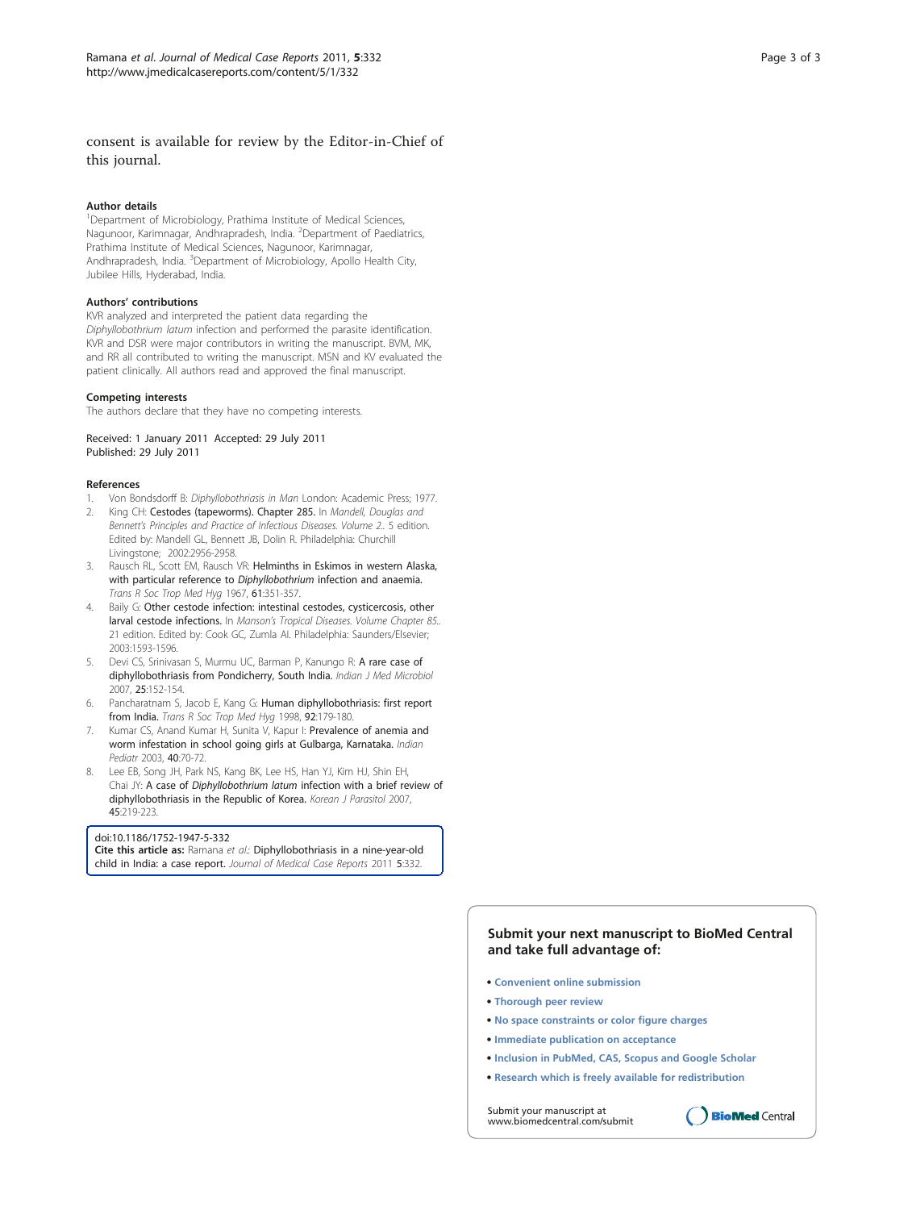consent is available for review by the Editor-in-Chief of this journal.

#### Author details

[1]Department of Microbiology, Prathima Institute of Medical Sciences, Nagunoor, Karimnagar, Andhrapradesh, India. [2]Department of Paediatrics, Prathima Institute of Medical Sciences, Nagunoor, Karimnagar, Andhrapradesh, India. [3]Department of Microbiology, Apollo Health City, Jubilee Hills, Hyderabad, India.

#### Authors' contributions

KVR analyzed and interpreted the patient data regarding the *Diphyllobothrium latum* infection and performed the parasite identification. KVR and DSR were major contributors in writing the manuscript. BVM, MK, and RR all contributed to writing the manuscript. MSN and KV evaluated the patient clinically. All authors read and approved the final manuscript.

#### Competing interests

The authors declare that they have no competing interests.

Received: 1 January 2011 Accepted: 29 July 2011
Published: 29 July 2011

#### References

1. Von Bondsdorff B: *Diphyllobothriasis in Man* London: Academic Press; 1977.
2. King CH: **Cestodes (tapeworms). Chapter 285.** In *Mandell, Douglas and Bennett's Principles and Practice of Infectious Diseases. Volume 2.*. 5 edition. Edited by: Mandell GL, Bennett JB, Dolin R. Philadelphia: Churchill Livingstone; 2002:2956-2958.
3. Rausch RL, Scott EM, Rausch VR: **Helminths in Eskimos in western Alaska, with particular reference to *Diphyllobothrium* infection and anaemia.** *Trans R Soc Trop Med Hyg* 1967, **61**:351-357.
4. Baily G: **Other cestode infection: intestinal cestodes, cysticercosis, other larval cestode infections.** In *Manson's Tropical Diseases. Volume Chapter 85.*. 21 edition. Edited by: Cook GC, Zumla AI. Philadelphia: Saunders/Elsevier; 2003:1593-1596.
5. Devi CS, Srinivasan S, Murmu UC, Barman P, Kanungo R: **A rare case of diphyllobothriasis from Pondicherry, South India.** *Indian J Med Microbiol* 2007, **25**:152-154.
6. Pancharatnam S, Jacob E, Kang G: **Human diphyllobothriasis: first report from India.** *Trans R Soc Trop Med Hyg* 1998, **92**:179-180.
7. Kumar CS, Anand Kumar H, Sunita V, Kapur I: **Prevalence of anemia and worm infestation in school going girls at Gulbarga, Karnataka.** *Indian Pediatr* 2003, **40**:70-72.
8. Lee EB, Song JH, Park NS, Kang BK, Lee HS, Han YJ, Kim HJ, Shin EH, Chai JY: **A case of *Diphyllobothrium latum* infection with a brief review of diphyllobothriasis in the Republic of Korea.** *Korean J Parasitol* 2007, **45**:219-223.

doi:10.1186/1752-1947-5-332
**Cite this article as:** Ramana *et al.*: Diphyllobothriasis in a nine-year-old child in India: a case report. *Journal of Medical Case Reports* 2011 **5**:332.

**Submit your next manuscript to BioMed Central and take full advantage of:**

- Convenient online submission
- Thorough peer review
- No space constraints or color figure charges
- Immediate publication on acceptance
- Inclusion in PubMed, CAS, Scopus and Google Scholar
- Research which is freely available for redistribution

Submit your manuscript at
www.biomedcentral.com/submit